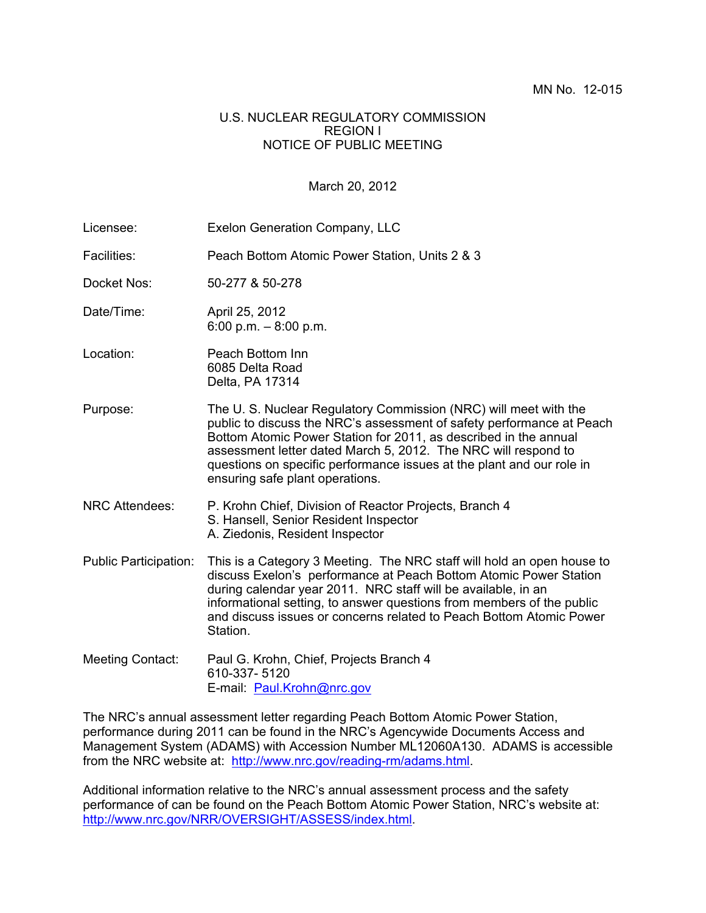MN No. 12-015

U.S. NUCLEAR REGULATORY COMMISSION
REGION I
NOTICE OF PUBLIC MEETING

March 20, 2012

| | |
|---|---|
| Licensee: | Exelon Generation Company, LLC |
| Facilities: | Peach Bottom Atomic Power Station, Units 2 & 3 |
| Docket Nos: | 50-277 & 50-278 |
| Date/Time: | April 25, 2012<br>6:00 p.m. – 8:00 p.m. |
| Location: | Peach Bottom Inn<br>6085 Delta Road<br>Delta, PA 17314 |
| Purpose: | The U. S. Nuclear Regulatory Commission (NRC) will meet with the public to discuss the NRC's assessment of safety performance at Peach Bottom Atomic Power Station for 2011, as described in the annual assessment letter dated March 5, 2012. The NRC will respond to questions on specific performance issues at the plant and our role in ensuring safe plant operations. |
| NRC Attendees: | P. Krohn Chief, Division of Reactor Projects, Branch 4<br>S. Hansell, Senior Resident Inspector<br>A. Ziedonis, Resident Inspector |
| Public Participation: | This is a Category 3 Meeting. The NRC staff will hold an open house to discuss Exelon's performance at Peach Bottom Atomic Power Station during calendar year 2011. NRC staff will be available, in an informational setting, to answer questions from members of the public and discuss issues or concerns related to Peach Bottom Atomic Power Station. |
| Meeting Contact: | Paul G. Krohn, Chief, Projects Branch 4<br>610-337- 5120<br>E-mail: Paul.Krohn@nrc.gov |

The NRC's annual assessment letter regarding Peach Bottom Atomic Power Station, performance during 2011 can be found in the NRC's Agencywide Documents Access and Management System (ADAMS) with Accession Number ML12060A130. ADAMS is accessible from the NRC website at: http://www.nrc.gov/reading-rm/adams.html.

Additional information relative to the NRC's annual assessment process and the safety performance of can be found on the Peach Bottom Atomic Power Station, NRC's website at: http://www.nrc.gov/NRR/OVERSIGHT/ASSESS/index.html.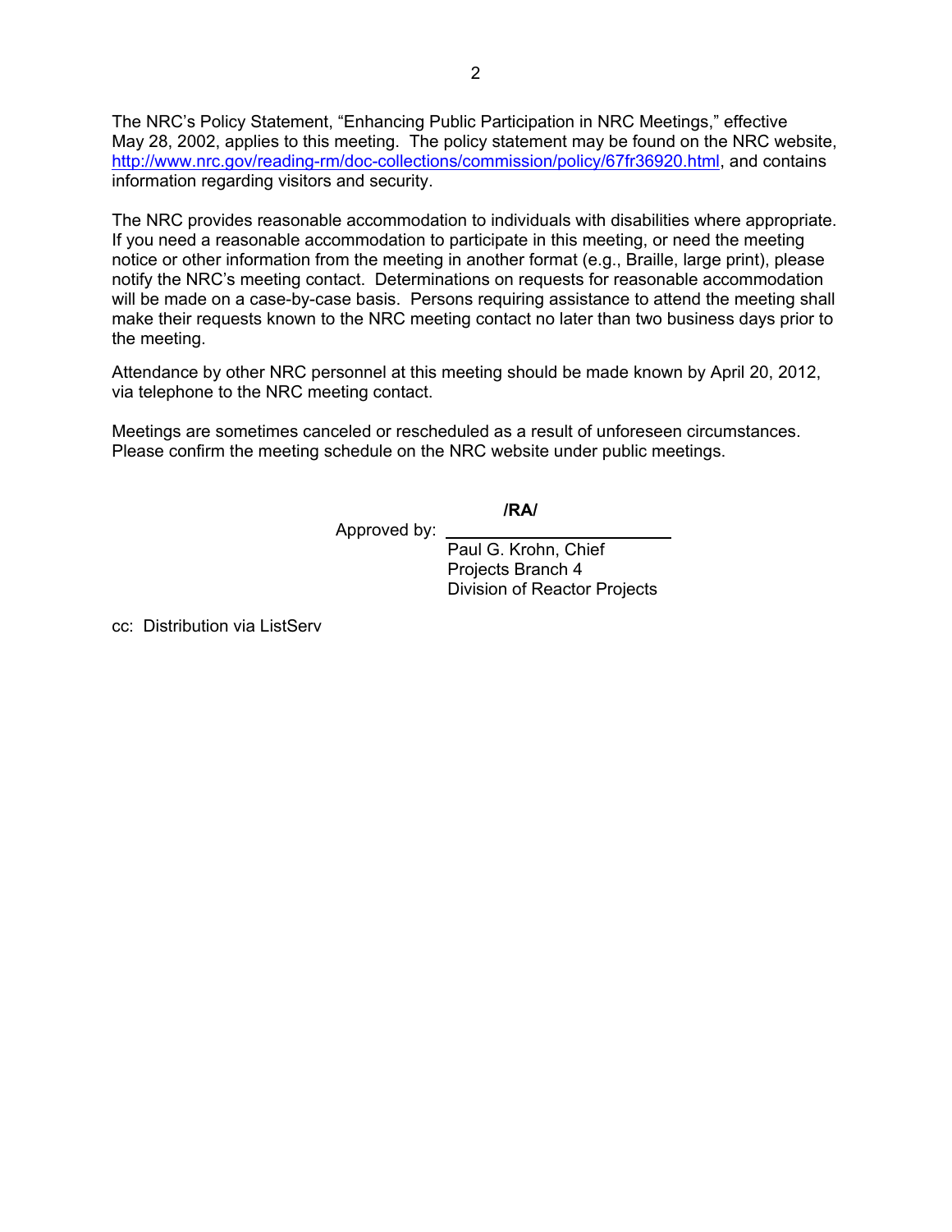The NRC's Policy Statement, "Enhancing Public Participation in NRC Meetings," effective May 28, 2002, applies to this meeting. The policy statement may be found on the NRC website, http://www.nrc.gov/reading-rm/doc-collections/commission/policy/67fr36920.html, and contains information regarding visitors and security.

The NRC provides reasonable accommodation to individuals with disabilities where appropriate. If you need a reasonable accommodation to participate in this meeting, or need the meeting notice or other information from the meeting in another format (e.g., Braille, large print), please notify the NRC's meeting contact. Determinations on requests for reasonable accommodation will be made on a case-by-case basis. Persons requiring assistance to attend the meeting shall make their requests known to the NRC meeting contact no later than two business days prior to the meeting.

Attendance by other NRC personnel at this meeting should be made known by April 20, 2012, via telephone to the NRC meeting contact.

Meetings are sometimes canceled or rescheduled as a result of unforeseen circumstances. Please confirm the meeting schedule on the NRC website under public meetings.

**/RA/**

Approved by: ________________________

Paul G. Krohn, Chief
Projects Branch 4
Division of Reactor Projects

cc: Distribution via ListServ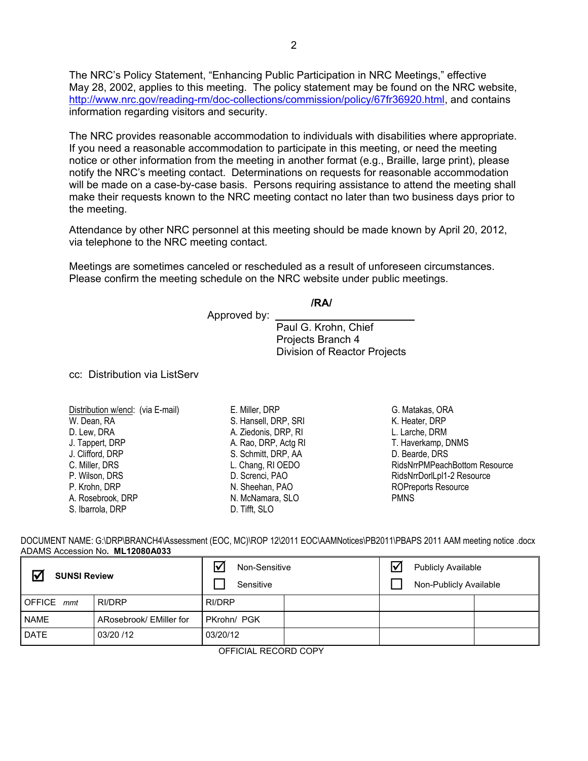The NRC's Policy Statement, "Enhancing Public Participation in NRC Meetings," effective May 28, 2002, applies to this meeting. The policy statement may be found on the NRC website, http://www.nrc.gov/reading-rm/doc-collections/commission/policy/67fr36920.html, and contains information regarding visitors and security.

The NRC provides reasonable accommodation to individuals with disabilities where appropriate. If you need a reasonable accommodation to participate in this meeting, or need the meeting notice or other information from the meeting in another format (e.g., Braille, large print), please notify the NRC's meeting contact. Determinations on requests for reasonable accommodation will be made on a case-by-case basis. Persons requiring assistance to attend the meeting shall make their requests known to the NRC meeting contact no later than two business days prior to the meeting.

Attendance by other NRC personnel at this meeting should be made known by April 20, 2012, via telephone to the NRC meeting contact.

Meetings are sometimes canceled or rescheduled as a result of unforeseen circumstances. Please confirm the meeting schedule on the NRC website under public meetings.

**/RA/**

Approved by: ______________________
Paul G. Krohn, Chief
Projects Branch 4
Division of Reactor Projects

cc: Distribution via ListServ

Distribution w/encl: (via E-mail)
W. Dean, RA
D. Lew, DRA
J. Tappert, DRP
J. Clifford, DRP
C. Miller, DRS
P. Wilson, DRS
P. Krohn, DRP
A. Rosebrook, DRP
S. Ibarrola, DRP
E. Miller, DRP
S. Hansell, DRP, SRI
A. Ziedonis, DRP, RI
A. Rao, DRP, Actg RI
S. Schmitt, DRP, AA
L. Chang, RI OEDO
D. Screnci, PAO
N. Sheehan, PAO
N. McNamara, SLO
D. Tifft, SLO
G. Matakas, ORA
K. Heater, DRP
L. Larche, DRM
T. Haverkamp, DNMS
D. Bearde, DRS
RidsNrrPMPeachBottom Resource
RidsNrrDorlLpl1-2 Resource
ROPreports Resource
PMNS

DOCUMENT NAME: G:\DRP\BRANCH4\Assessment (EOC, MC)\ROP 12\2011 EOC\AAMNotices\PB2011\PBAPS 2011 AAM meeting notice .docx
ADAMS Accession No. **ML12080A033**

| ☑ SUNSI Review | | ☑ Non-Sensitive ☐ Sensitive | | ☑ Publicly Available ☐ Non-Publicly Available | |
|---|---|---|---|---|---|
| OFFICE *mmt* | RI/DRP | RI/DRP | | | |
| NAME | ARosebrook/ EMiller for | PKrohn/ PGK | | | |
| DATE | 03/20 /12 | 03/20/12 | | | |

OFFICIAL RECORD COPY